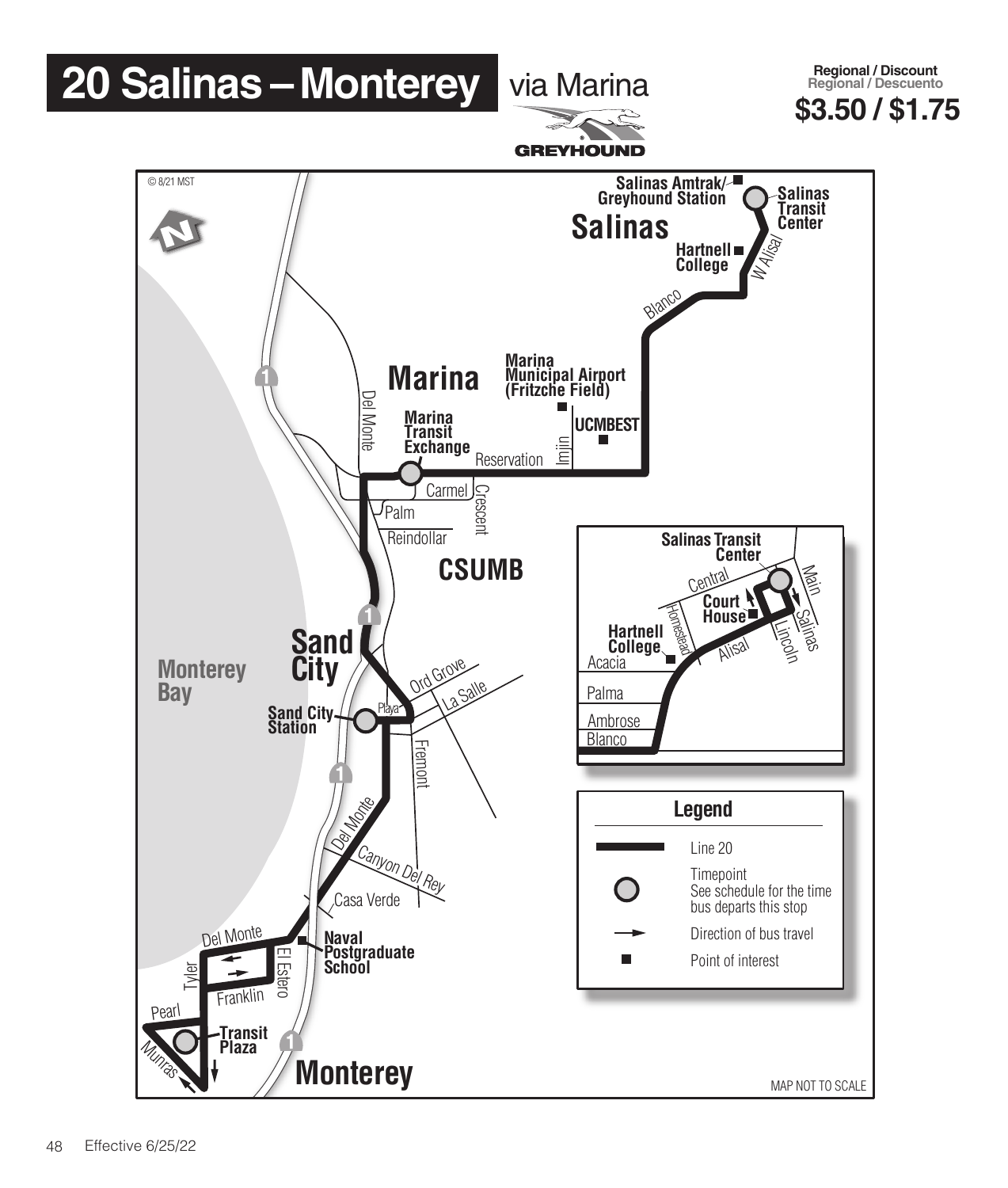# 20 Salinas – Monterey via Marina

GREYHOUND

**Regional / Discount**
**Regional / Descuento**
**$3.50 / $1.75**

© 8/21 MST

Salinas Amtrak/ Greyhound Station

Salinas Transit Center

Salinas

Hartnell College

W Alisal

Blanco

Marina

Marina Municipal Airport (Fritzche Field)

UCMBEST

Imjin

Del Monte

Marina Transit Exchange

Reservation

Carmel

Crescent

Palm

Reindollar

CSUMB

Sand City

Monterey Bay

Sand City Station

Playa

Ord Grove

La Salle

Fremont

Del Monte

Canyon Del Rey

Casa Verde

Del Monte

Naval Postgraduate School

El Estero

Tyler

Franklin

Pearl

Transit Plaza

Munras

Monterey

**Salinas Transit Center**

Central

Main

Court House

Homestead

Salinas

Lincoln

Hartnell College

Alisal

Acacia

Palma

Ambrose

Blanco

**Legend**

- Line 20
- Timepoint — See schedule for the time bus departs this stop
- Direction of bus travel
- Point of interest

MAP NOT TO SCALE

Effective 6/25/22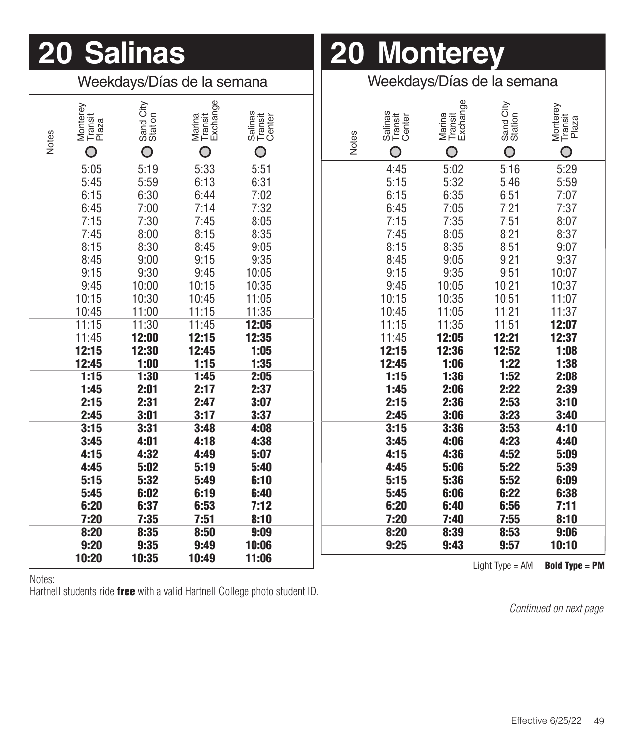# 20 Salinas

## Weekdays/Días de la semana

| Notes | Monterey Transit Plaza | Sand City Station | Marina Transit Exchange | Salinas Transit Center |
|---|---|---|---|---|
| | 5:05 | 5:19 | 5:33 | 5:51 |
| | 5:45 | 5:59 | 6:13 | 6:31 |
| | 6:15 | 6:30 | 6:44 | 7:02 |
| | 6:45 | 7:00 | 7:14 | 7:32 |
| | 7:15 | 7:30 | 7:45 | 8:05 |
| | 7:45 | 8:00 | 8:15 | 8:35 |
| | 8:15 | 8:30 | 8:45 | 9:05 |
| | 8:45 | 9:00 | 9:15 | 9:35 |
| | 9:15 | 9:30 | 9:45 | 10:05 |
| | 9:45 | 10:00 | 10:15 | 10:35 |
| | 10:15 | 10:30 | 10:45 | 11:05 |
| | 10:45 | 11:00 | 11:15 | 11:35 |
| | 11:15 | 11:30 | 11:45 | **12:05** |
| | 11:45 | **12:00** | **12:15** | **12:35** |
| | **12:15** | **12:30** | **12:45** | **1:05** |
| | **12:45** | **1:00** | **1:15** | **1:35** |
| | **1:15** | **1:30** | **1:45** | **2:05** |
| | **1:45** | **2:01** | **2:17** | **2:37** |
| | **2:15** | **2:31** | **2:47** | **3:07** |
| | **2:45** | **3:01** | **3:17** | **3:37** |
| | **3:15** | **3:31** | **3:48** | **4:08** |
| | **3:45** | **4:01** | **4:18** | **4:38** |
| | **4:15** | **4:32** | **4:49** | **5:07** |
| | **4:45** | **5:02** | **5:19** | **5:40** |
| | **5:15** | **5:32** | **5:49** | **6:10** |
| | **5:45** | **6:02** | **6:19** | **6:40** |
| | **6:20** | **6:37** | **6:53** | **7:12** |
| | **7:20** | **7:35** | **7:51** | **8:10** |
| | **8:20** | **8:35** | **8:50** | **9:09** |
| | **9:20** | **9:35** | **9:49** | **10:06** |
| | **10:20** | **10:35** | **10:49** | **11:06** |

Notes:
Hartnell students ride **free** with a valid Hartnell College photo student ID.

# 20 Monterey

## Weekdays/Días de la semana

| Notes | Salinas Transit Center | Marina Transit Exchange | Sand City Station | Monterey Transit Plaza |
|---|---|---|---|---|
| | 4:45 | 5:02 | 5:16 | 5:29 |
| | 5:15 | 5:32 | 5:46 | 5:59 |
| | 6:15 | 6:35 | 6:51 | 7:07 |
| | 6:45 | 7:05 | 7:21 | 7:37 |
| | 7:15 | 7:35 | 7:51 | 8:07 |
| | 7:45 | 8:05 | 8:21 | 8:37 |
| | 8:15 | 8:35 | 8:51 | 9:07 |
| | 8:45 | 9:05 | 9:21 | 9:37 |
| | 9:15 | 9:35 | 9:51 | 10:07 |
| | 9:45 | 10:05 | 10:21 | 10:37 |
| | 10:15 | 10:35 | 10:51 | 11:07 |
| | 10:45 | 11:05 | 11:21 | 11:37 |
| | 11:15 | 11:35 | 11:51 | **12:07** |
| | 11:45 | **12:05** | **12:21** | **12:37** |
| | **12:15** | **12:36** | **12:52** | **1:08** |
| | **12:45** | **1:06** | **1:22** | **1:38** |
| | **1:15** | **1:36** | **1:52** | **2:08** |
| | **1:45** | **2:06** | **2:22** | **2:39** |
| | **2:15** | **2:36** | **2:53** | **3:10** |
| | **2:45** | **3:06** | **3:23** | **3:40** |
| | **3:15** | **3:36** | **3:53** | **4:10** |
| | **3:45** | **4:06** | **4:23** | **4:40** |
| | **4:15** | **4:36** | **4:52** | **5:09** |
| | **4:45** | **5:06** | **5:22** | **5:39** |
| | **5:15** | **5:36** | **5:52** | **6:09** |
| | **5:45** | **6:06** | **6:22** | **6:38** |
| | **6:20** | **6:40** | **6:56** | **7:11** |
| | **7:20** | **7:40** | **7:55** | **8:10** |
| | **8:20** | **8:39** | **8:53** | **9:06** |
| | **9:25** | **9:43** | **9:57** | **10:10** |

Light Type = AM **Bold Type = PM**

*Continued on next page*

Effective 6/25/22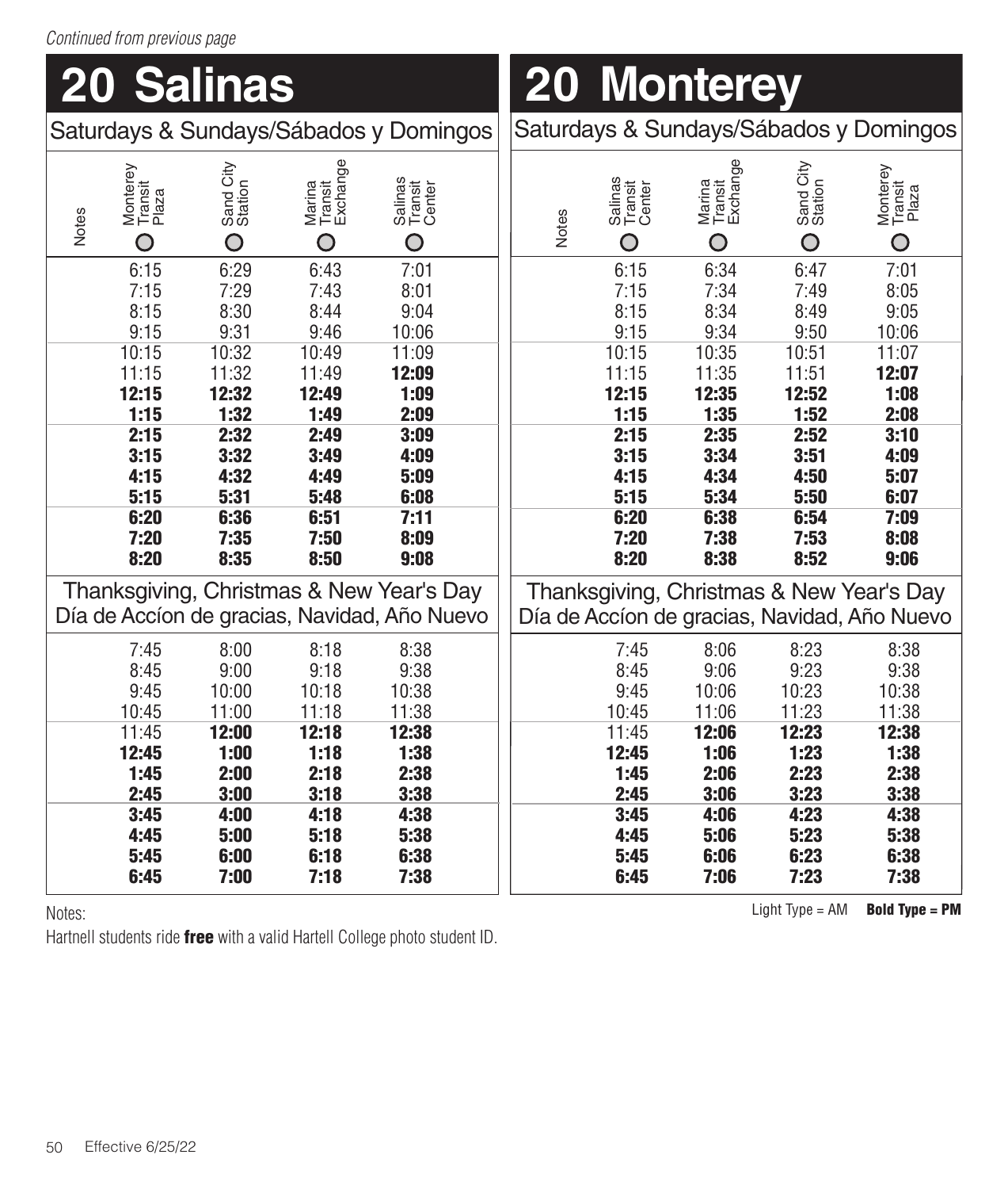*Continued from previous page*

# 20 Salinas

## Saturdays & Sundays/Sábados y Domingos

| Notes | Monterey Transit Plaza | Sand City Station | Marina Transit Exchange | Salinas Transit Center |
|---|---|---|---|---|
| | 6:15 | 6:29 | 6:43 | 7:01 |
| | 7:15 | 7:29 | 7:43 | 8:01 |
| | 8:15 | 8:30 | 8:44 | 9:04 |
| | 9:15 | 9:31 | 9:46 | 10:06 |
| | 10:15 | 10:32 | 10:49 | 11:09 |
| | 11:15 | 11:32 | 11:49 | **12:09** |
| | **12:15** | **12:32** | **12:49** | **1:09** |
| | **1:15** | **1:32** | **1:49** | **2:09** |
| | **2:15** | **2:32** | **2:49** | **3:09** |
| | **3:15** | **3:32** | **3:49** | **4:09** |
| | **4:15** | **4:32** | **4:49** | **5:09** |
| | **5:15** | **5:31** | **5:48** | **6:08** |
| | **6:20** | **6:36** | **6:51** | **7:11** |
| | **7:20** | **7:35** | **7:50** | **8:09** |
| | **8:20** | **8:35** | **8:50** | **9:08** |

### Thanksgiving, Christmas & New Year's Day / Día de Accíon de gracias, Navidad, Año Nuevo

| Notes | Monterey Transit Plaza | Sand City Station | Marina Transit Exchange | Salinas Transit Center |
|---|---|---|---|---|
| | 7:45 | 8:00 | 8:18 | 8:38 |
| | 8:45 | 9:00 | 9:18 | 9:38 |
| | 9:45 | 10:00 | 10:18 | 10:38 |
| | 10:45 | 11:00 | 11:18 | 11:38 |
| | 11:45 | **12:00** | **12:18** | **12:38** |
| | **12:45** | **1:00** | **1:18** | **1:38** |
| | **1:45** | **2:00** | **2:18** | **2:38** |
| | **2:45** | **3:00** | **3:18** | **3:38** |
| | **3:45** | **4:00** | **4:18** | **4:38** |
| | **4:45** | **5:00** | **5:18** | **5:38** |
| | **5:45** | **6:00** | **6:18** | **6:38** |
| | **6:45** | **7:00** | **7:18** | **7:38** |

# 20 Monterey

## Saturdays & Sundays/Sábados y Domingos

| Notes | Salinas Transit Center | Marina Transit Exchange | Sand City Station | Monterey Transit Plaza |
|---|---|---|---|---|
| | 6:15 | 6:34 | 6:47 | 7:01 |
| | 7:15 | 7:34 | 7:49 | 8:05 |
| | 8:15 | 8:34 | 8:49 | 9:05 |
| | 9:15 | 9:34 | 9:50 | 10:06 |
| | 10:15 | 10:35 | 10:51 | 11:07 |
| | 11:15 | 11:35 | 11:51 | **12:07** |
| | **12:15** | **12:35** | **12:52** | **1:08** |
| | **1:15** | **1:35** | **1:52** | **2:08** |
| | **2:15** | **2:35** | **2:52** | **3:10** |
| | **3:15** | **3:34** | **3:51** | **4:09** |
| | **4:15** | **4:34** | **4:50** | **5:07** |
| | **5:15** | **5:34** | **5:50** | **6:07** |
| | **6:20** | **6:38** | **6:54** | **7:09** |
| | **7:20** | **7:38** | **7:53** | **8:08** |
| | **8:20** | **8:38** | **8:52** | **9:06** |

### Thanksgiving, Christmas & New Year's Day / Día de Accíon de gracias, Navidad, Año Nuevo

| Notes | Salinas Transit Center | Marina Transit Exchange | Sand City Station | Monterey Transit Plaza |
|---|---|---|---|---|
| | 7:45 | 8:06 | 8:23 | 8:38 |
| | 8:45 | 9:06 | 9:23 | 9:38 |
| | 9:45 | 10:06 | 10:23 | 10:38 |
| | 10:45 | 11:06 | 11:23 | 11:38 |
| | 11:45 | **12:06** | **12:23** | **12:38** |
| | **12:45** | **1:06** | **1:23** | **1:38** |
| | **1:45** | **2:06** | **2:23** | **2:38** |
| | **2:45** | **3:06** | **3:23** | **3:38** |
| | **3:45** | **4:06** | **4:23** | **4:38** |
| | **4:45** | **5:06** | **5:23** | **5:38** |
| | **5:45** | **6:06** | **6:23** | **6:38** |
| | **6:45** | **7:06** | **7:23** | **7:38** |

Notes:

Hartnell students ride **free** with a valid Hartell College photo student ID.

Light Type = AM **Bold Type = PM**

Effective 6/25/22